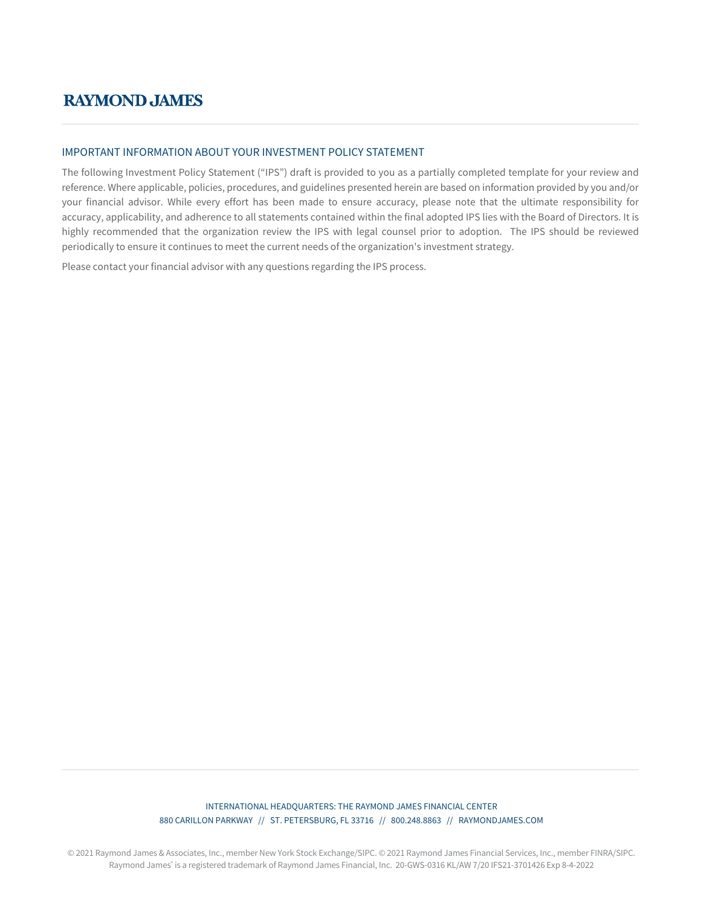# RAYMOND JAMES

## IMPORTANT INFORMATION ABOUT YOUR INVESTMENT POLICY STATEMENT

The following Investment Policy Statement ("IPS") draft is provided to you as a partially completed template for your review and reference. Where applicable, policies, procedures, and guidelines presented herein are based on information provided by you and/or your financial advisor. While every effort has been made to ensure accuracy, please note that the ultimate responsibility for accuracy, applicability, and adherence to all statements contained within the final adopted IPS lies with the Board of Directors. It is highly recommended that the organization review the IPS with legal counsel prior to adoption. The IPS should be reviewed periodically to ensure it continues to meet the current needs of the organization's investment strategy.

Please contact your financial advisor with any questions regarding the IPS process.

INTERNATIONAL HEADQUARTERS: THE RAYMOND JAMES FINANCIAL CENTER
880 CARILLON PARKWAY // ST. PETERSBURG, FL 33716 // 800.248.8863 // RAYMONDJAMES.COM

© 2021 Raymond James & Associates, Inc., member New York Stock Exchange/SIPC. © 2021 Raymond James Financial Services, Inc., member FINRA/SIPC. Raymond James® is a registered trademark of Raymond James Financial, Inc. 20-GWS-0316 KL/AW 7/20 IFS21-3701426 Exp 8-4-2022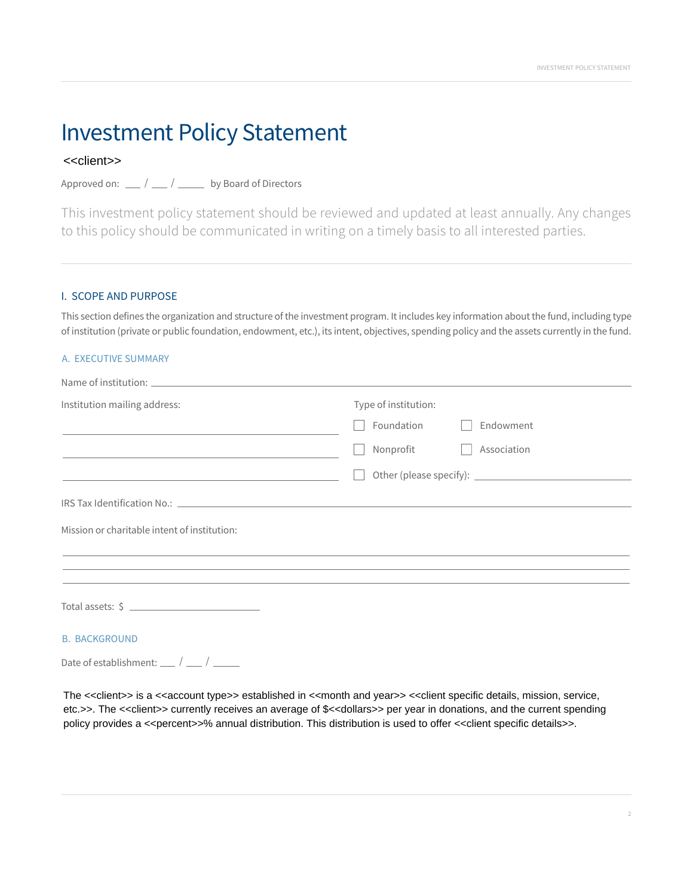# Investment Policy Statement

<<client>>

Approved on: ___ / ___ / _____ by Board of Directors

This investment policy statement should be reviewed and updated at least annually. Any changes to this policy should be communicated in writing on a timely basis to all interested parties.

## I. SCOPE AND PURPOSE

This section defines the organization and structure of the investment program. It includes key information about the fund, including type of institution (private or public foundation, endowment, etc.), its intent, objectives, spending policy and the assets currently in the fund.

### A. EXECUTIVE SUMMARY

Name of institution: ______________________________

Institution mailing address:

______________________________

______________________________

______________________________

Type of institution:

- ☐ Foundation
- ☐ Endowment
- ☐ Nonprofit
- ☐ Association
- ☐ Other (please specify): ______________________________

IRS Tax Identification No.: ______________________________

Mission or charitable intent of institution:

______________________________

______________________________

______________________________

Total assets: $ ______________________________

### B. BACKGROUND

Date of establishment: ___ / ___ / _____

The <<client>> is a <<account type>> established in <<month and year>> <<client specific details, mission, service, etc.>>. The <<client>> currently receives an average of $<<dollars>> per year in donations, and the current spending policy provides a <<percent>>% annual distribution. This distribution is used to offer <<client specific details>>.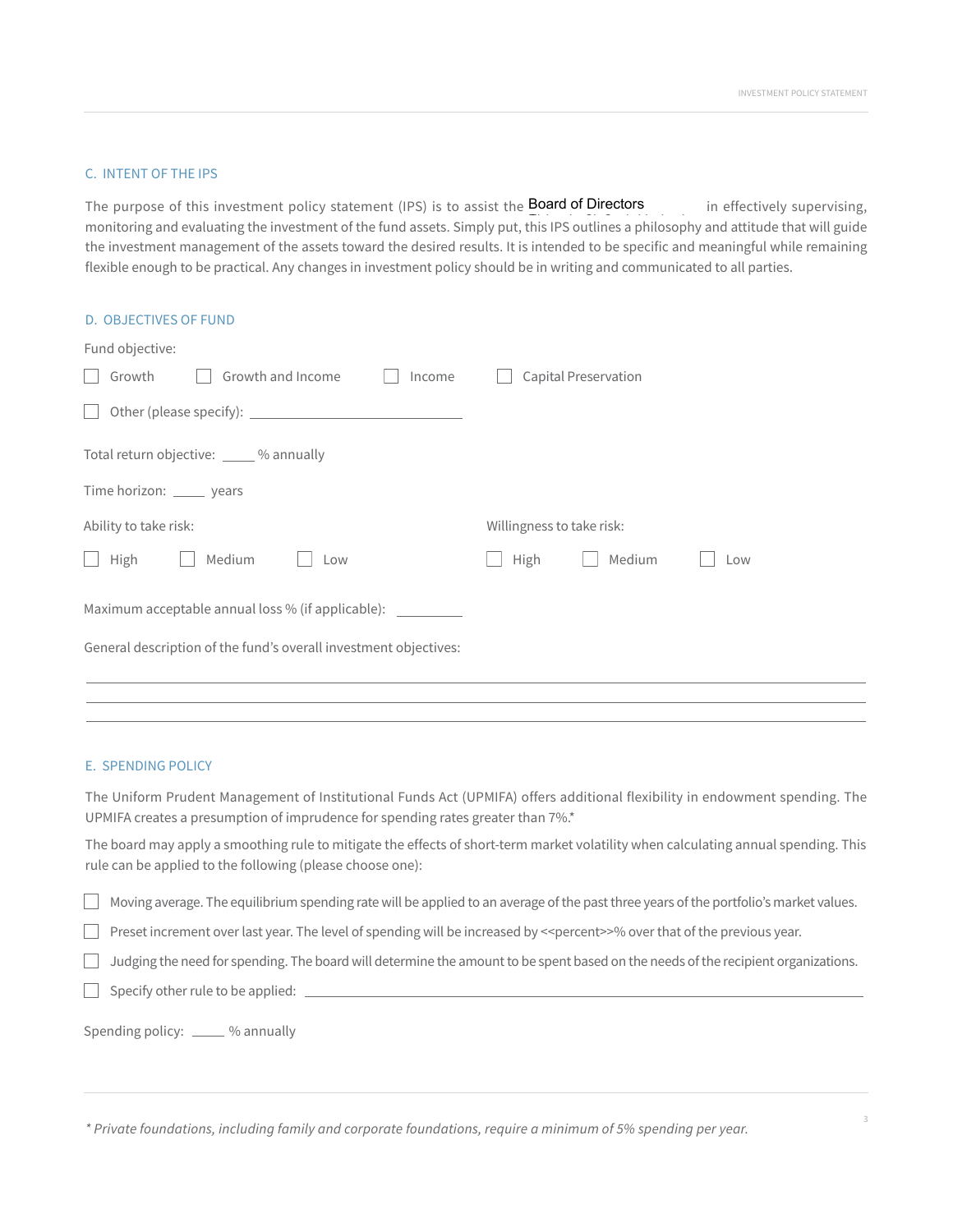## C. INTENT OF THE IPS

The purpose of this investment policy statement (IPS) is to assist the Board of Directors in effectively supervising, monitoring and evaluating the investment of the fund assets. Simply put, this IPS outlines a philosophy and attitude that will guide the investment management of the assets toward the desired results. It is intended to be specific and meaningful while remaining flexible enough to be practical. Any changes in investment policy should be in writing and communicated to all parties.

## D. OBJECTIVES OF FUND

Fund objective:

☐ Growth ☐ Growth and Income ☐ Income ☐ Capital Preservation

☐ Other (please specify): ______________________________

Total return objective: _____ % annually

Time horizon: _____ years

Ability to take risk:

☐ High ☐ Medium ☐ Low

Willingness to take risk:

☐ High ☐ Medium ☐ Low

Maximum acceptable annual loss % (if applicable): __________

General description of the fund's overall investment objectives:

______________________________________________________________________________

______________________________________________________________________________

______________________________________________________________________________

## E. SPENDING POLICY

The Uniform Prudent Management of Institutional Funds Act (UPMIFA) offers additional flexibility in endowment spending. The UPMIFA creates a presumption of imprudence for spending rates greater than 7%.*

The board may apply a smoothing rule to mitigate the effects of short-term market volatility when calculating annual spending. This rule can be applied to the following (please choose one):

☐ Moving average. The equilibrium spending rate will be applied to an average of the past three years of the portfolio's market values.

☐ Preset increment over last year. The level of spending will be increased by <<percent>>% over that of the previous year.

☐ Judging the need for spending. The board will determine the amount to be spent based on the needs of the recipient organizations.

☐ Specify other rule to be applied: ______________________________________________

Spending policy: _____ % annually

*\* Private foundations, including family and corporate foundations, require a minimum of 5% spending per year.*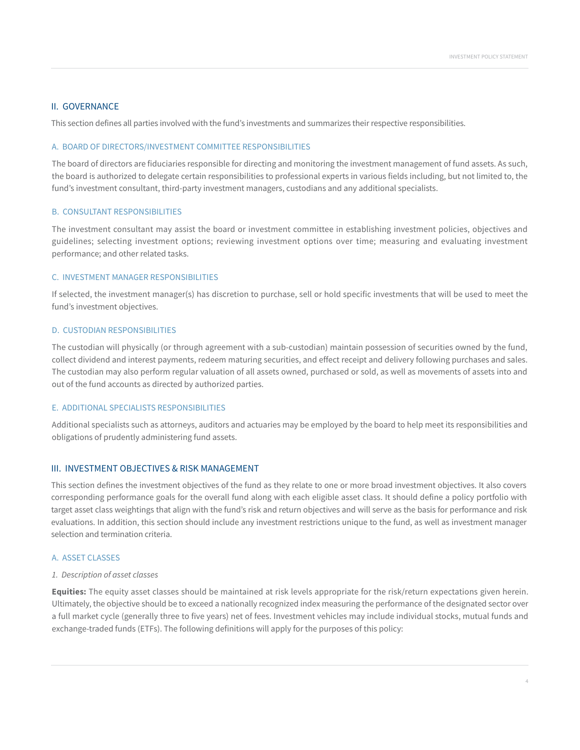## II. GOVERNANCE

This section defines all parties involved with the fund's investments and summarizes their respective responsibilities.

### A. BOARD OF DIRECTORS/INVESTMENT COMMITTEE RESPONSIBILITIES

The board of directors are fiduciaries responsible for directing and monitoring the investment management of fund assets. As such, the board is authorized to delegate certain responsibilities to professional experts in various fields including, but not limited to, the fund's investment consultant, third-party investment managers, custodians and any additional specialists.

### B. CONSULTANT RESPONSIBILITIES

The investment consultant may assist the board or investment committee in establishing investment policies, objectives and guidelines; selecting investment options; reviewing investment options over time; measuring and evaluating investment performance; and other related tasks.

### C. INVESTMENT MANAGER RESPONSIBILITIES

If selected, the investment manager(s) has discretion to purchase, sell or hold specific investments that will be used to meet the fund's investment objectives.

### D. CUSTODIAN RESPONSIBILITIES

The custodian will physically (or through agreement with a sub-custodian) maintain possession of securities owned by the fund, collect dividend and interest payments, redeem maturing securities, and effect receipt and delivery following purchases and sales. The custodian may also perform regular valuation of all assets owned, purchased or sold, as well as movements of assets into and out of the fund accounts as directed by authorized parties.

### E. ADDITIONAL SPECIALISTS RESPONSIBILITIES

Additional specialists such as attorneys, auditors and actuaries may be employed by the board to help meet its responsibilities and obligations of prudently administering fund assets.

## III. INVESTMENT OBJECTIVES & RISK MANAGEMENT

This section defines the investment objectives of the fund as they relate to one or more broad investment objectives. It also covers corresponding performance goals for the overall fund along with each eligible asset class. It should define a policy portfolio with target asset class weightings that align with the fund's risk and return objectives and will serve as the basis for performance and risk evaluations. In addition, this section should include any investment restrictions unique to the fund, as well as investment manager selection and termination criteria.

### A. ASSET CLASSES

*1. Description of asset classes*

**Equities:** The equity asset classes should be maintained at risk levels appropriate for the risk/return expectations given herein. Ultimately, the objective should be to exceed a nationally recognized index measuring the performance of the designated sector over a full market cycle (generally three to five years) net of fees. Investment vehicles may include individual stocks, mutual funds and exchange-traded funds (ETFs). The following definitions will apply for the purposes of this policy: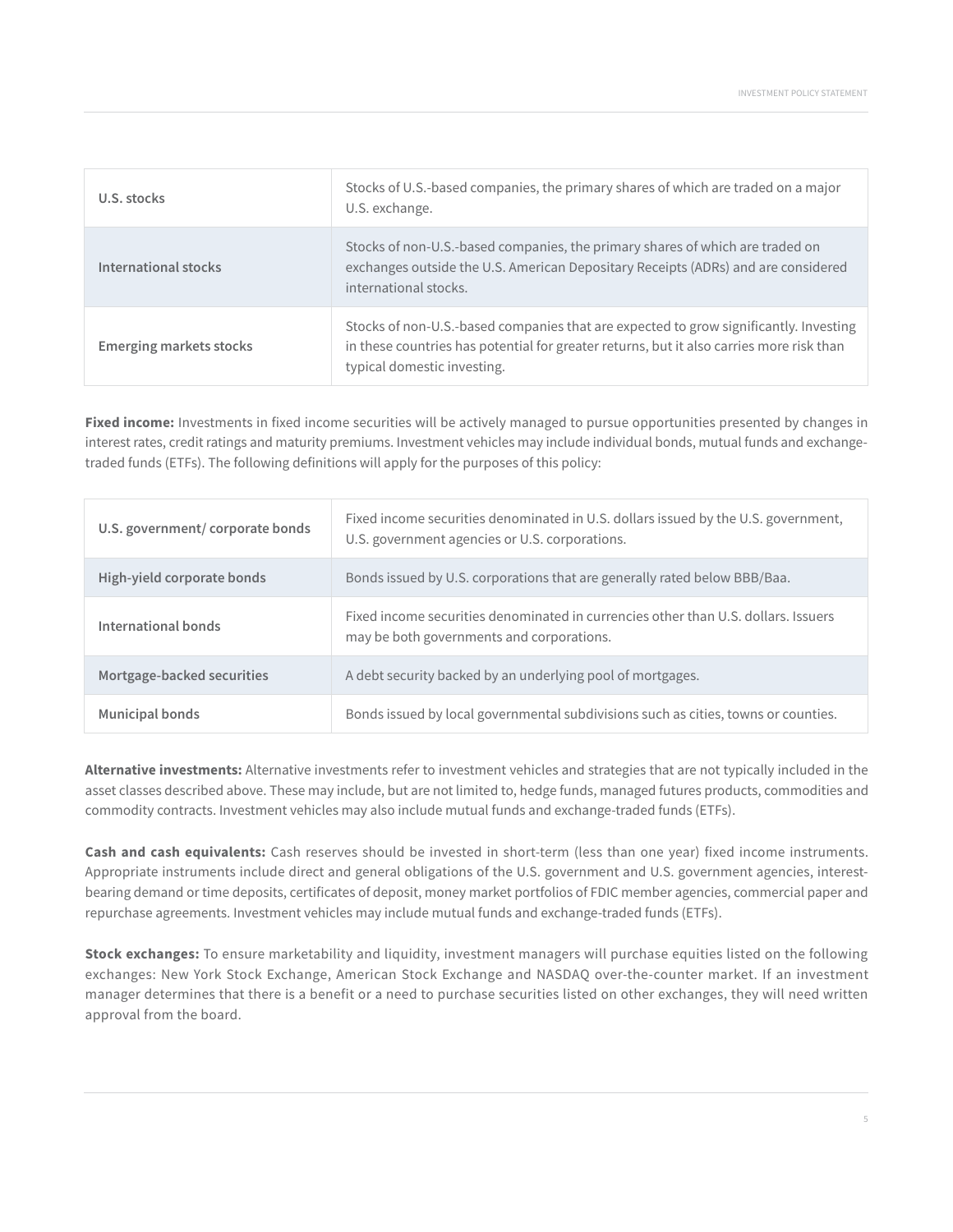| | |
|---|---|
| **U.S. stocks** | Stocks of U.S.-based companies, the primary shares of which are traded on a major U.S. exchange. |
| **International stocks** | Stocks of non-U.S.-based companies, the primary shares of which are traded on exchanges outside the U.S. American Depositary Receipts (ADRs) and are considered international stocks. |
| **Emerging markets stocks** | Stocks of non-U.S.-based companies that are expected to grow significantly. Investing in these countries has potential for greater returns, but it also carries more risk than typical domestic investing. |

**Fixed income:** Investments in fixed income securities will be actively managed to pursue opportunities presented by changes in interest rates, credit ratings and maturity premiums. Investment vehicles may include individual bonds, mutual funds and exchange-traded funds (ETFs). The following definitions will apply for the purposes of this policy:

| | |
|---|---|
| **U.S. government/ corporate bonds** | Fixed income securities denominated in U.S. dollars issued by the U.S. government, U.S. government agencies or U.S. corporations. |
| **High-yield corporate bonds** | Bonds issued by U.S. corporations that are generally rated below BBB/Baa. |
| **International bonds** | Fixed income securities denominated in currencies other than U.S. dollars. Issuers may be both governments and corporations. |
| **Mortgage-backed securities** | A debt security backed by an underlying pool of mortgages. |
| **Municipal bonds** | Bonds issued by local governmental subdivisions such as cities, towns or counties. |

**Alternative investments:** Alternative investments refer to investment vehicles and strategies that are not typically included in the asset classes described above. These may include, but are not limited to, hedge funds, managed futures products, commodities and commodity contracts. Investment vehicles may also include mutual funds and exchange-traded funds (ETFs).

**Cash and cash equivalents:** Cash reserves should be invested in short-term (less than one year) fixed income instruments. Appropriate instruments include direct and general obligations of the U.S. government and U.S. government agencies, interest-bearing demand or time deposits, certificates of deposit, money market portfolios of FDIC member agencies, commercial paper and repurchase agreements. Investment vehicles may include mutual funds and exchange-traded funds (ETFs).

**Stock exchanges:** To ensure marketability and liquidity, investment managers will purchase equities listed on the following exchanges: New York Stock Exchange, American Stock Exchange and NASDAQ over-the-counter market. If an investment manager determines that there is a benefit or a need to purchase securities listed on other exchanges, they will need written approval from the board.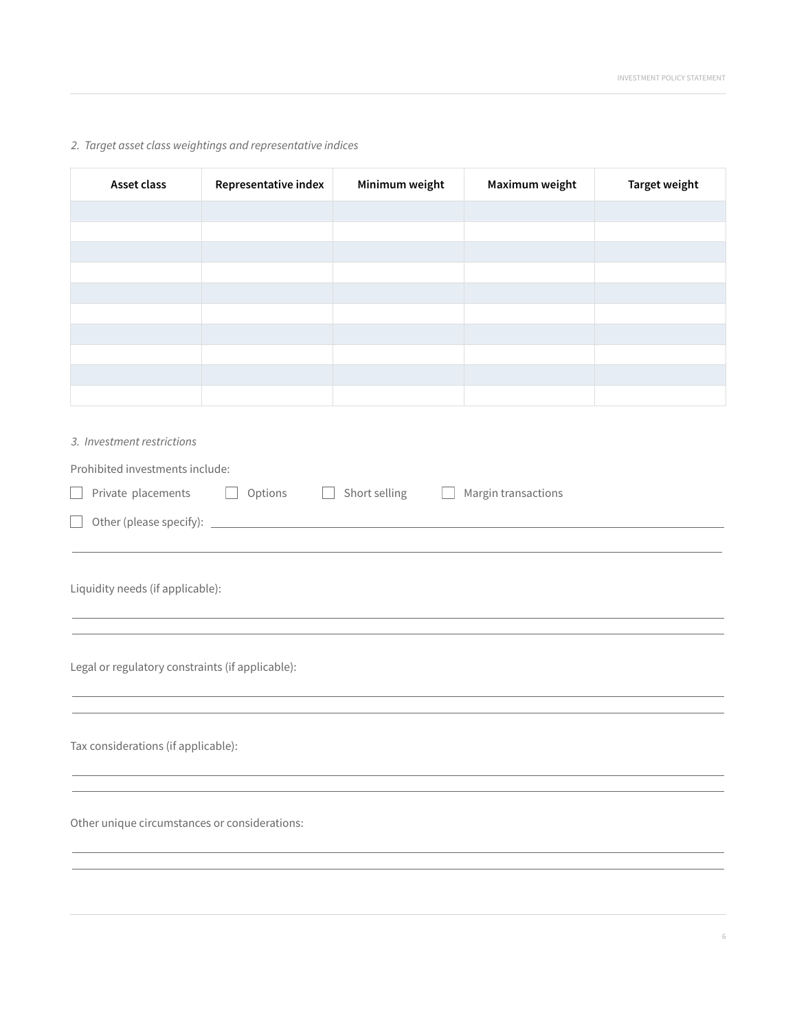*2. Target asset class weightings and representative indices*

| Asset class | Representative index | Minimum weight | Maximum weight | Target weight |
|---|---|---|---|---|
| | | | | |
| | | | | |
| | | | | |
| | | | | |
| | | | | |
| | | | | |
| | | | | |
| | | | | |
| | | | | |
| | | | | |

*3. Investment restrictions*

Prohibited investments include:

☐ Private placements ☐ Options ☐ Short selling ☐ Margin transactions

☐ Other (please specify): ______________________________________________

______________________________________________

Liquidity needs (if applicable):

______________________________________________

______________________________________________

Legal or regulatory constraints (if applicable):

______________________________________________

______________________________________________

Tax considerations (if applicable):

______________________________________________

______________________________________________

Other unique circumstances or considerations:

______________________________________________

______________________________________________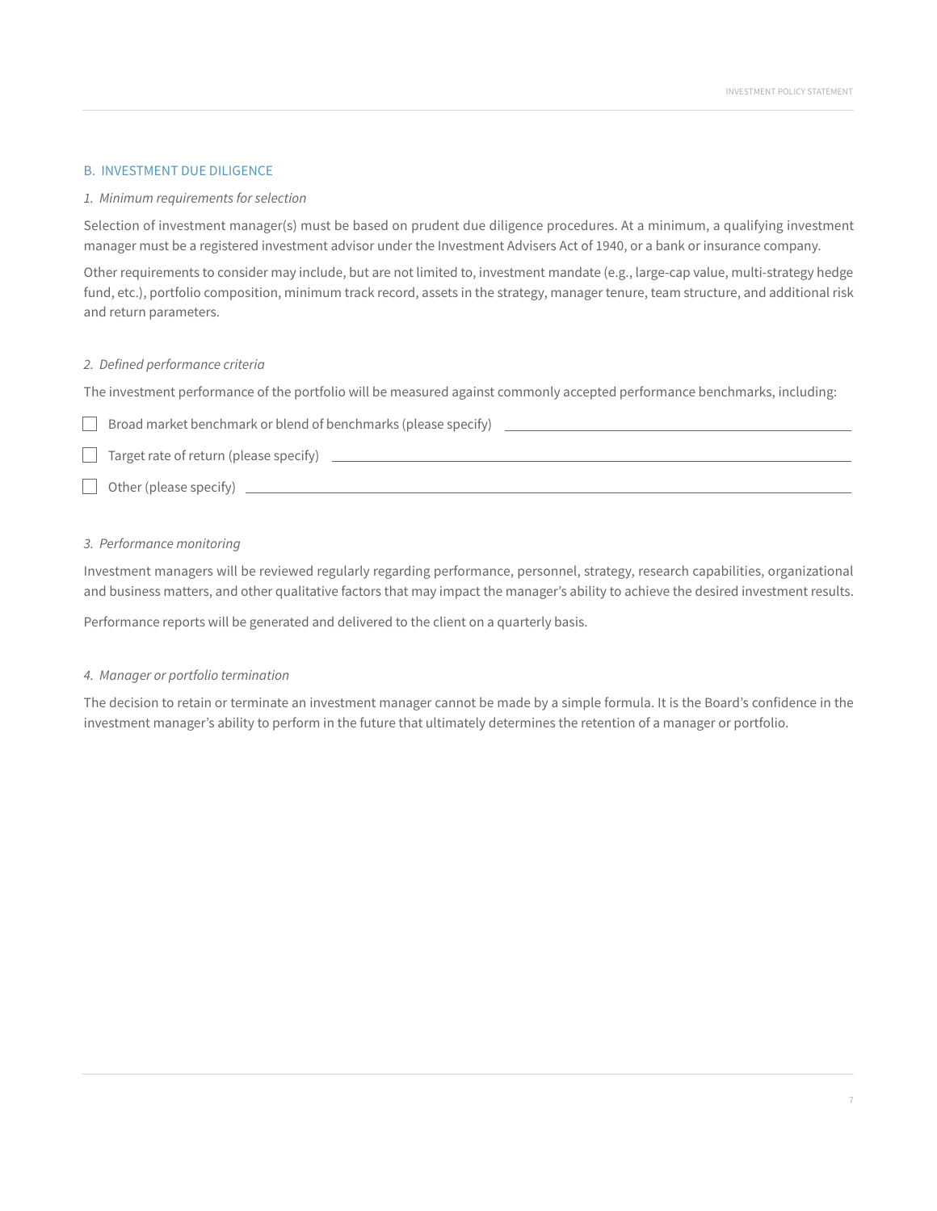## B. INVESTMENT DUE DILIGENCE

### *1. Minimum requirements for selection*

Selection of investment manager(s) must be based on prudent due diligence procedures. At a minimum, a qualifying investment manager must be a registered investment advisor under the Investment Advisers Act of 1940, or a bank or insurance company.

Other requirements to consider may include, but are not limited to, investment mandate (e.g., large-cap value, multi-strategy hedge fund, etc.), portfolio composition, minimum track record, assets in the strategy, manager tenure, team structure, and additional risk and return parameters.

### *2. Defined performance criteria*

The investment performance of the portfolio will be measured against commonly accepted performance benchmarks, including:

- ☐ Broad market benchmark or blend of benchmarks (please specify) ______________________
- ☐ Target rate of return (please specify) ______________________
- ☐ Other (please specify) ______________________

### *3. Performance monitoring*

Investment managers will be reviewed regularly regarding performance, personnel, strategy, research capabilities, organizational and business matters, and other qualitative factors that may impact the manager's ability to achieve the desired investment results.

Performance reports will be generated and delivered to the client on a quarterly basis.

### *4. Manager or portfolio termination*

The decision to retain or terminate an investment manager cannot be made by a simple formula. It is the Board's confidence in the investment manager's ability to perform in the future that ultimately determines the retention of a manager or portfolio.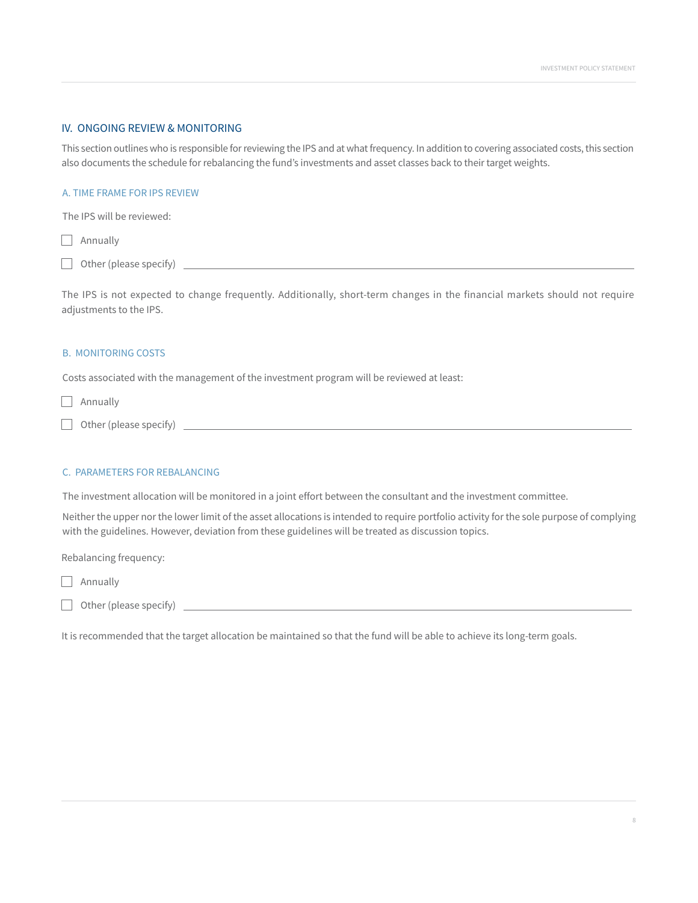## IV. ONGOING REVIEW & MONITORING

This section outlines who is responsible for reviewing the IPS and at what frequency. In addition to covering associated costs, this section also documents the schedule for rebalancing the fund's investments and asset classes back to their target weights.

### A. TIME FRAME FOR IPS REVIEW

The IPS will be reviewed:

- ☐ Annually
- ☐ Other (please specify) ______________________________

The IPS is not expected to change frequently. Additionally, short-term changes in the financial markets should not require adjustments to the IPS.

### B. MONITORING COSTS

Costs associated with the management of the investment program will be reviewed at least:

- ☐ Annually
- ☐ Other (please specify) ______________________________

### C. PARAMETERS FOR REBALANCING

The investment allocation will be monitored in a joint effort between the consultant and the investment committee.

Neither the upper nor the lower limit of the asset allocations is intended to require portfolio activity for the sole purpose of complying with the guidelines. However, deviation from these guidelines will be treated as discussion topics.

Rebalancing frequency:

- ☐ Annually
- ☐ Other (please specify) ______________________________

It is recommended that the target allocation be maintained so that the fund will be able to achieve its long-term goals.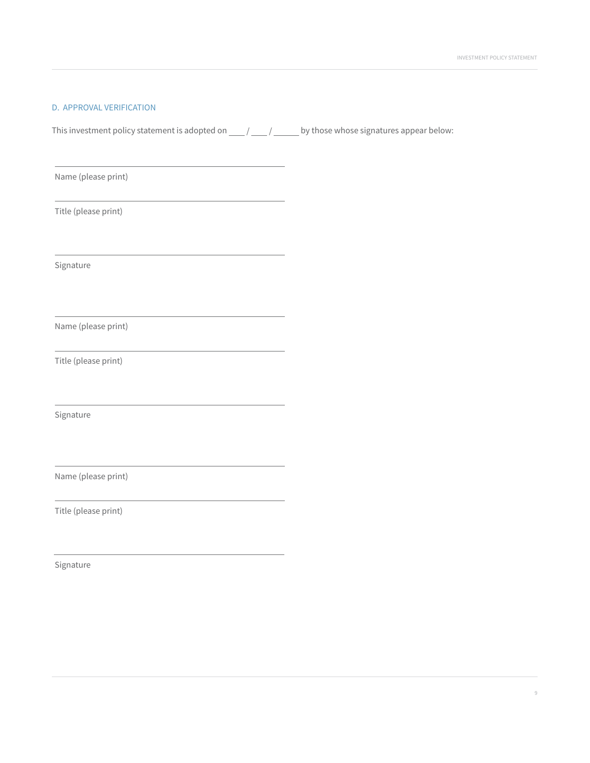## D. APPROVAL VERIFICATION

This investment policy statement is adopted on ____ / ____ / ______ by those whose signatures appear below:

______________________________________

Name (please print)

______________________________________

Title (please print)

______________________________________

Signature

______________________________________

Name (please print)

______________________________________

Title (please print)

______________________________________

Signature

______________________________________

Name (please print)

______________________________________

Title (please print)

______________________________________

Signature